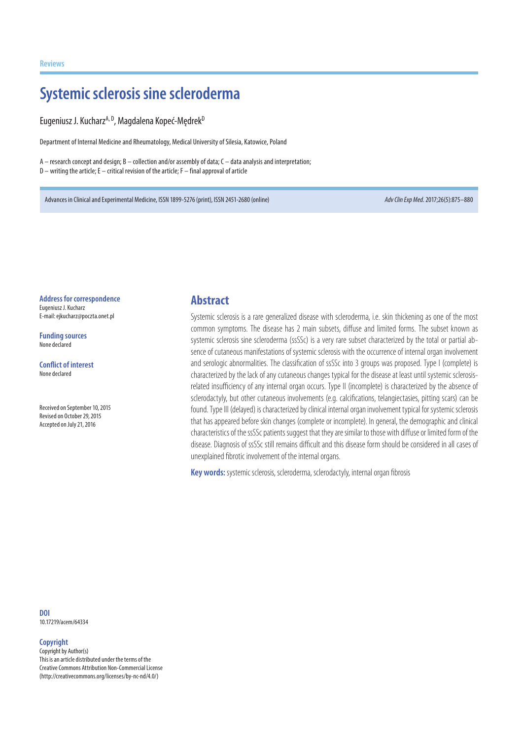Reviews

# Systemic sclerosis sine scleroderma

Eugeniusz J. Kucharz[A, D], Magdalena Kopeć-Mędrek[D]

Department of Internal Medicine and Rheumatology, Medical University of Silesia, Katowice, Poland

A – research concept and design; B – collection and/or assembly of data; C – data analysis and interpretation;
D – writing the article; E – critical revision of the article; F – final approval of article

Advances in Clinical and Experimental Medicine, ISSN 1899-5276 (print), ISSN 2451-2680 (online)

*Adv Clin Exp Med.* 2017;26(5):875–880

**Address for correspondence**
Eugeniusz J. Kucharz
E-mail: ejkucharz@poczta.onet.pl

**Funding sources**
None declared

**Conflict of interest**
None declared

Received on September 10, 2015
Revised on October 29, 2015
Accepted on July 21, 2016

## Abstract

Systemic sclerosis is a rare generalized disease with scleroderma, i.e. skin thickening as one of the most common symptoms. The disease has 2 main subsets, diffuse and limited forms. The subset known as systemic sclerosis sine scleroderma (ssSSc) is a very rare subset characterized by the total or partial absence of cutaneous manifestations of systemic sclerosis with the occurrence of internal organ involvement and serologic abnormalities. The classification of ssSSc into 3 groups was proposed. Type I (complete) is characterized by the lack of any cutaneous changes typical for the disease at least until systemic sclerosis-related insufficiency of any internal organ occurs. Type II (incomplete) is characterized by the absence of sclerodactyly, but other cutaneous involvements (e.g. calcifications, telangiectasies, pitting scars) can be found. Type III (delayed) is characterized by clinical internal organ involvement typical for systemic sclerosis that has appeared before skin changes (complete or incomplete). In general, the demographic and clinical characteristics of the ssSSc patients suggest that they are similar to those with diffuse or limited form of the disease. Diagnosis of ssSSc still remains difficult and this disease form should be considered in all cases of unexplained fibrotic involvement of the internal organs.

**Key words:** systemic sclerosis, scleroderma, sclerodactyly, internal organ fibrosis

**DOI**
10.17219/acem/64334

**Copyright**
Copyright by Author(s)
This is an article distributed under the terms of the Creative Commons Attribution Non-Commercial License (http://creativecommons.org/licenses/by-nc-nd/4.0/)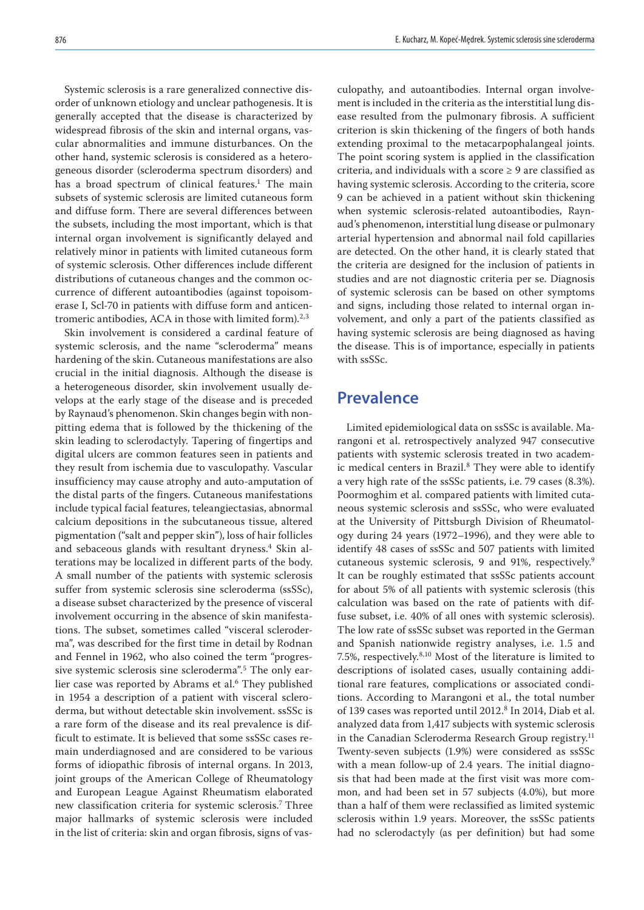Systemic sclerosis is a rare generalized connective disorder of unknown etiology and unclear pathogenesis. It is generally accepted that the disease is characterized by widespread fibrosis of the skin and internal organs, vascular abnormalities and immune disturbances. On the other hand, systemic sclerosis is considered as a heterogeneous disorder (scleroderma spectrum disorders) and has a broad spectrum of clinical features.[1] The main subsets of systemic sclerosis are limited cutaneous form and diffuse form. There are several differences between the subsets, including the most important, which is that internal organ involvement is significantly delayed and relatively minor in patients with limited cutaneous form of systemic sclerosis. Other differences include different distributions of cutaneous changes and the common occurrence of different autoantibodies (against topoisomerase I, Scl-70 in patients with diffuse form and anticentromeric antibodies, ACA in those with limited form).[2,3]

Skin involvement is considered a cardinal feature of systemic sclerosis, and the name "scleroderma" means hardening of the skin. Cutaneous manifestations are also crucial in the initial diagnosis. Although the disease is a heterogeneous disorder, skin involvement usually develops at the early stage of the disease and is preceded by Raynaud's phenomenon. Skin changes begin with nonpitting edema that is followed by the thickening of the skin leading to sclerodactyly. Tapering of fingertips and digital ulcers are common features seen in patients and they result from ischemia due to vasculopathy. Vascular insufficiency may cause atrophy and auto-amputation of the distal parts of the fingers. Cutaneous manifestations include typical facial features, teleangiectasias, abnormal calcium depositions in the subcutaneous tissue, altered pigmentation ("salt and pepper skin"), loss of hair follicles and sebaceous glands with resultant dryness.[4] Skin alterations may be localized in different parts of the body. A small number of the patients with systemic sclerosis suffer from systemic sclerosis sine scleroderma (ssSSc), a disease subset characterized by the presence of visceral involvement occurring in the absence of skin manifestations. The subset, sometimes called "visceral scleroderma", was described for the first time in detail by Rodnan and Fennel in 1962, who also coined the term "progressive systemic sclerosis sine scleroderma".[5] The only earlier case was reported by Abrams et al.[6] They published in 1954 a description of a patient with visceral scleroderma, but without detectable skin involvement. ssSSc is a rare form of the disease and its real prevalence is difficult to estimate. It is believed that some ssSSc cases remain underdiagnosed and are considered to be various forms of idiopathic fibrosis of internal organs. In 2013, joint groups of the American College of Rheumatology and European League Against Rheumatism elaborated new classification criteria for systemic sclerosis.[7] Three major hallmarks of systemic sclerosis were included in the list of criteria: skin and organ fibrosis, signs of vasculopathy, and autoantibodies. Internal organ involvement is included in the criteria as the interstitial lung disease resulted from the pulmonary fibrosis. A sufficient criterion is skin thickening of the fingers of both hands extending proximal to the metacarpophalangeal joints. The point scoring system is applied in the classification criteria, and individuals with a score ≥ 9 are classified as having systemic sclerosis. According to the criteria, score 9 can be achieved in a patient without skin thickening when systemic sclerosis-related autoantibodies, Raynaud's phenomenon, interstitial lung disease or pulmonary arterial hypertension and abnormal nail fold capillaries are detected. On the other hand, it is clearly stated that the criteria are designed for the inclusion of patients in studies and are not diagnostic criteria per se. Diagnosis of systemic sclerosis can be based on other symptoms and signs, including those related to internal organ involvement, and only a part of the patients classified as having systemic sclerosis are being diagnosed as having the disease. This is of importance, especially in patients with ssSSc.

## Prevalence

Limited epidemiological data on ssSSc is available. Marangoni et al. retrospectively analyzed 947 consecutive patients with systemic sclerosis treated in two academic medical centers in Brazil.[8] They were able to identify a very high rate of the ssSSc patients, i.e. 79 cases (8.3%). Poormoghim et al. compared patients with limited cutaneous systemic sclerosis and ssSSc, who were evaluated at the University of Pittsburgh Division of Rheumatology during 24 years (1972–1996), and they were able to identify 48 cases of ssSSc and 507 patients with limited cutaneous systemic sclerosis, 9 and 91%, respectively.[9] It can be roughly estimated that ssSSc patients account for about 5% of all patients with systemic sclerosis (this calculation was based on the rate of patients with diffuse subset, i.e. 40% of all ones with systemic sclerosis). The low rate of ssSSc subset was reported in the German and Spanish nationwide registry analyses, i.e. 1.5 and 7.5%, respectively.[8,10] Most of the literature is limited to descriptions of isolated cases, usually containing additional rare features, complications or associated conditions. According to Marangoni et al., the total number of 139 cases was reported until 2012.[8] In 2014, Diab et al. analyzed data from 1,417 subjects with systemic sclerosis in the Canadian Scleroderma Research Group registry.[11] Twenty-seven subjects (1.9%) were considered as ssSSc with a mean follow-up of 2.4 years. The initial diagnosis that had been made at the first visit was more common, and had been set in 57 subjects (4.0%), but more than a half of them were reclassified as limited systemic sclerosis within 1.9 years. Moreover, the ssSSc patients had no sclerodactyly (as per definition) but had some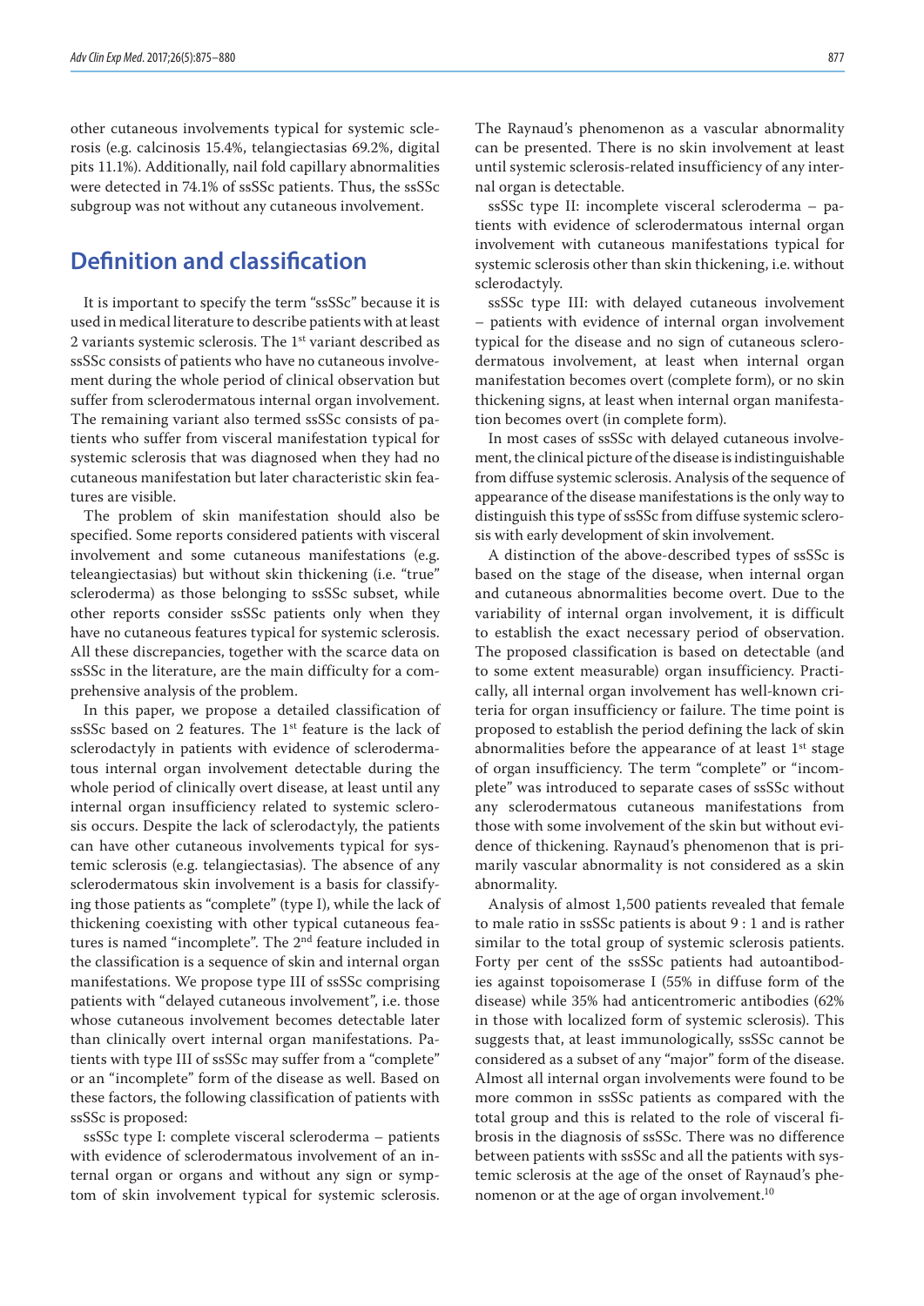other cutaneous involvements typical for systemic sclerosis (e.g. calcinosis 15.4%, telangiectasias 69.2%, digital pits 11.1%). Additionally, nail fold capillary abnormalities were detected in 74.1% of ssSSc patients. Thus, the ssSSc subgroup was not without any cutaneous involvement.

## Definition and classification

It is important to specify the term "ssSSc" because it is used in medical literature to describe patients with at least 2 variants systemic sclerosis. The 1st variant described as ssSSc consists of patients who have no cutaneous involvement during the whole period of clinical observation but suffer from sclerodermatous internal organ involvement. The remaining variant also termed ssSSc consists of patients who suffer from visceral manifestation typical for systemic sclerosis that was diagnosed when they had no cutaneous manifestation but later characteristic skin features are visible.

The problem of skin manifestation should also be specified. Some reports considered patients with visceral involvement and some cutaneous manifestations (e.g. teleangiectasias) but without skin thickening (i.e. "true" scleroderma) as those belonging to ssSSc subset, while other reports consider ssSSc patients only when they have no cutaneous features typical for systemic sclerosis. All these discrepancies, together with the scarce data on ssSSc in the literature, are the main difficulty for a comprehensive analysis of the problem.

In this paper, we propose a detailed classification of ssSSc based on 2 features. The 1st feature is the lack of sclerodactyly in patients with evidence of sclerodermatous internal organ involvement detectable during the whole period of clinically overt disease, at least until any internal organ insufficiency related to systemic sclerosis occurs. Despite the lack of sclerodactyly, the patients can have other cutaneous involvements typical for systemic sclerosis (e.g. telangiectasias). The absence of any sclerodermatous skin involvement is a basis for classifying those patients as "complete" (type I), while the lack of thickening coexisting with other typical cutaneous features is named "incomplete". The 2nd feature included in the classification is a sequence of skin and internal organ manifestations. We propose type III of ssSSc comprising patients with "delayed cutaneous involvement", i.e. those whose cutaneous involvement becomes detectable later than clinically overt internal organ manifestations. Patients with type III of ssSSc may suffer from a "complete" or an "incomplete" form of the disease as well. Based on these factors, the following classification of patients with ssSSc is proposed:

ssSSc type I: complete visceral scleroderma – patients with evidence of sclerodermatous involvement of an internal organ or organs and without any sign or symptom of skin involvement typical for systemic sclerosis. The Raynaud's phenomenon as a vascular abnormality can be presented. There is no skin involvement at least until systemic sclerosis-related insufficiency of any internal organ is detectable.

ssSSc type II: incomplete visceral scleroderma – patients with evidence of sclerodermatous internal organ involvement with cutaneous manifestations typical for systemic sclerosis other than skin thickening, i.e. without sclerodactyly.

ssSSc type III: with delayed cutaneous involvement – patients with evidence of internal organ involvement typical for the disease and no sign of cutaneous sclerodermatous involvement, at least when internal organ manifestation becomes overt (complete form), or no skin thickening signs, at least when internal organ manifestation becomes overt (in complete form).

In most cases of ssSSc with delayed cutaneous involvement, the clinical picture of the disease is indistinguishable from diffuse systemic sclerosis. Analysis of the sequence of appearance of the disease manifestations is the only way to distinguish this type of ssSSc from diffuse systemic sclerosis with early development of skin involvement.

A distinction of the above-described types of ssSSc is based on the stage of the disease, when internal organ and cutaneous abnormalities become overt. Due to the variability of internal organ involvement, it is difficult to establish the exact necessary period of observation. The proposed classification is based on detectable (and to some extent measurable) organ insufficiency. Practically, all internal organ involvement has well-known criteria for organ insufficiency or failure. The time point is proposed to establish the period defining the lack of skin abnormalities before the appearance of at least 1st stage of organ insufficiency. The term "complete" or "incomplete" was introduced to separate cases of ssSSc without any sclerodermatous cutaneous manifestations from those with some involvement of the skin but without evidence of thickening. Raynaud's phenomenon that is primarily vascular abnormality is not considered as a skin abnormality.

Analysis of almost 1,500 patients revealed that female to male ratio in ssSSc patients is about 9 : 1 and is rather similar to the total group of systemic sclerosis patients. Forty per cent of the ssSSc patients had autoantibodies against topoisomerase I (55% in diffuse form of the disease) while 35% had anticentromeric antibodies (62% in those with localized form of systemic sclerosis). This suggests that, at least immunologically, ssSSc cannot be considered as a subset of any "major" form of the disease. Almost all internal organ involvements were found to be more common in ssSSc patients as compared with the total group and this is related to the role of visceral fibrosis in the diagnosis of ssSSc. There was no difference between patients with ssSSc and all the patients with systemic sclerosis at the age of the onset of Raynaud's phenomenon or at the age of organ involvement.[10]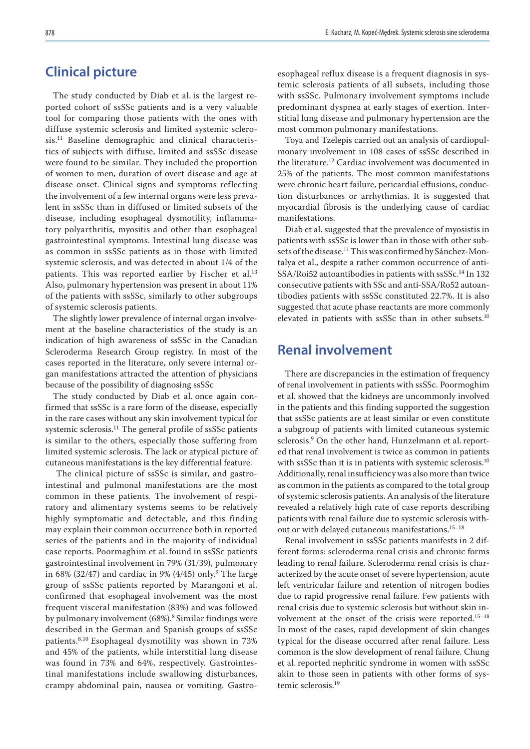## Clinical picture

The study conducted by Diab et al. is the largest reported cohort of ssSSc patients and is a very valuable tool for comparing those patients with the ones with diffuse systemic sclerosis and limited systemic sclerosis.[11] Baseline demographic and clinical characteristics of subjects with diffuse, limited and ssSSc disease were found to be similar. They included the proportion of women to men, duration of overt disease and age at disease onset. Clinical signs and symptoms reflecting the involvement of a few internal organs were less prevalent in ssSSc than in diffused or limited subsets of the disease, including esophageal dysmotility, inflammatory polyarthritis, myositis and other than esophageal gastrointestinal symptoms. Intestinal lung disease was as common in ssSSc patients as in those with limited systemic sclerosis, and was detected in about 1/4 of the patients. This was reported earlier by Fischer et al.[13] Also, pulmonary hypertension was present in about 11% of the patients with ssSSc, similarly to other subgroups of systemic sclerosis patients.

The slightly lower prevalence of internal organ involvement at the baseline characteristics of the study is an indication of high awareness of ssSSc in the Canadian Scleroderma Research Group registry. In most of the cases reported in the literature, only severe internal organ manifestations attracted the attention of physicians because of the possibility of diagnosing ssSSc

The study conducted by Diab et al. once again confirmed that ssSSc is a rare form of the disease, especially in the rare cases without any skin involvement typical for systemic sclerosis.[11] The general profile of ssSSc patients is similar to the others, especially those suffering from limited systemic sclerosis. The lack or atypical picture of cutaneous manifestations is the key differential feature.

The clinical picture of ssSSc is similar, and gastrointestinal and pulmonal manifestations are the most common in these patients. The involvement of respiratory and alimentary systems seems to be relatively highly symptomatic and detectable, and this finding may explain their common occurrence both in reported series of the patients and in the majority of individual case reports. Poormaghim et al. found in ssSSc patients gastrointestinal involvement in 79% (31/39), pulmonary in 68% (32/47) and cardiac in 9% (4/45) only.[9] The large group of ssSSc patients reported by Marangoni et al. confirmed that esophageal involvement was the most frequent visceral manifestation (83%) and was followed by pulmonary involvement (68%).[8] Similar findings were described in the German and Spanish groups of ssSSc patients.[8,10] Esophageal dysmotility was shown in 73% and 45% of the patients, while interstitial lung disease was found in 73% and 64%, respectively. Gastrointestinal manifestations include swallowing disturbances, crampy abdominal pain, nausea or vomiting. Gastroesophageal reflux disease is a frequent diagnosis in systemic sclerosis patients of all subsets, including those with ssSSc. Pulmonary involvement symptoms include predominant dyspnea at early stages of exertion. Interstitial lung disease and pulmonary hypertension are the most common pulmonary manifestations.

Toya and Tzelepis carried out an analysis of cardiopulmonary involvement in 108 cases of ssSSc described in the literature.[12] Cardiac involvement was documented in 25% of the patients. The most common manifestations were chronic heart failure, pericardial effusions, conduction disturbances or arrhythmias. It is suggested that myocardial fibrosis is the underlying cause of cardiac manifestations.

Diab et al. suggested that the prevalence of myosistis in patients with ssSSc is lower than in those with other subsets of the disease.[11] This was confirmed by Sánchez-Montalya et al., despite a rather common occurrence of anti-SSA/Roi52 autoantibodies in patients with ssSSc.[14] In 132 consecutive patients with SSc and anti-SSA/Ro52 autoantibodies patients with ssSSc constituted 22.7%. It is also suggested that acute phase reactants are more commonly elevated in patients with ssSSc than in other subsets.[10]

## Renal involvement

There are discrepancies in the estimation of frequency of renal involvement in patients with ssSSc. Poormoghim et al. showed that the kidneys are uncommonly involved in the patients and this finding supported the suggestion that ssSSc patients are at least similar or even constitute a subgroup of patients with limited cutaneous systemic sclerosis.[9] On the other hand, Hunzelmann et al. reported that renal involvement is twice as common in patients with ssSSc than it is in patients with systemic sclerosis.[10] Additionally, renal insufficiency was also more than twice as common in the patients as compared to the total group of systemic sclerosis patients. An analysis of the literature revealed a relatively high rate of case reports describing patients with renal failure due to systemic sclerosis without or with delayed cutaneous manifestations.[15–18]

Renal involvement in ssSSc patients manifests in 2 different forms: scleroderma renal crisis and chronic forms leading to renal failure. Scleroderma renal crisis is characterized by the acute onset of severe hypertension, acute left ventricular failure and retention of nitrogen bodies due to rapid progressive renal failure. Few patients with renal crisis due to systemic sclerosis but without skin involvement at the onset of the crisis were reported.[15–18] In most of the cases, rapid development of skin changes typical for the disease occurred after renal failure. Less common is the slow development of renal failure. Chung et al. reported nephritic syndrome in women with ssSSc akin to those seen in patients with other forms of systemic sclerosis.[19]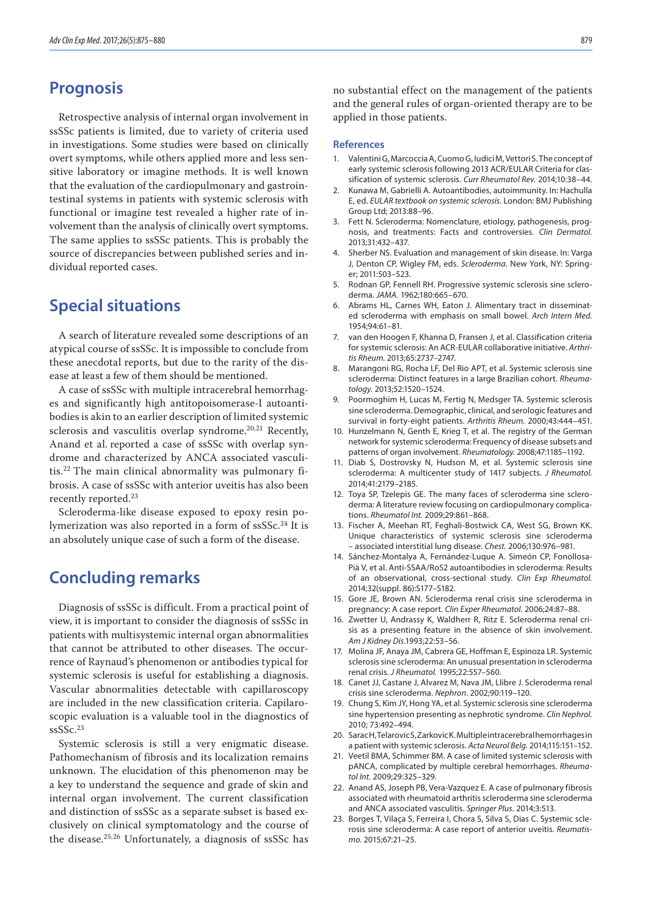## Prognosis

Retrospective analysis of internal organ involvement in ssSSc patients is limited, due to variety of criteria used in investigations. Some studies were based on clinically overt symptoms, while others applied more and less sensitive laboratory or imagine methods. It is well known that the evaluation of the cardiopulmonary and gastrointestinal systems in patients with systemic sclerosis with functional or imagine test revealed a higher rate of involvement than the analysis of clinically overt symptoms. The same applies to ssSSc patients. This is probably the source of discrepancies between published series and individual reported cases.

## Special situations

A search of literature revealed some descriptions of an atypical course of ssSSc. It is impossible to conclude from these anecdotal reports, but due to the rarity of the disease at least a few of them should be mentioned.

A case of ssSSc with multiple intracerebral hemorrhages and significantly high antitopoisomerase-I autoantibodies is akin to an earlier description of limited systemic sclerosis and vasculitis overlap syndrome.[20,21] Recently, Anand et al. reported a case of ssSSc with overlap syndrome and characterized by ANCA associated vasculitis.[22] The main clinical abnormality was pulmonary fibrosis. A case of ssSSc with anterior uveitis has also been recently reported.[23]

Scleroderma-like disease exposed to epoxy resin polymerization was also reported in a form of ssSSc.[24] It is an absolutely unique case of such a form of the disease.

## Concluding remarks

Diagnosis of ssSSc is difficult. From a practical point of view, it is important to consider the diagnosis of ssSSc in patients with multisystemic internal organ abnormalities that cannot be attributed to other diseases. The occurrence of Raynaud's phenomenon or antibodies typical for systemic sclerosis is useful for establishing a diagnosis. Vascular abnormalities detectable with capillaroscopy are included in the new classification criteria. Capilaroscopic evaluation is a valuable tool in the diagnostics of ssSSc.[23]

Systemic sclerosis is still a very enigmatic disease. Pathomechanism of fibrosis and its localization remains unknown. The elucidation of this phenomenon may be a key to understand the sequence and grade of skin and internal organ involvement. The current classification and distinction of ssSSc as a separate subset is based exclusively on clinical symptomatology and the course of the disease.[25,26] Unfortunately, a diagnosis of ssSSc has no substantial effect on the management of the patients and the general rules of organ-oriented therapy are to be applied in those patients.

### References

1. Valentini G, Marcoccia A, Cuomo G, Iudici M, Vettori S. The concept of early systemic sclerosis following 2013 ACR/EULAR Criteria for classification of systemic sclerosis. *Curr Rheumatol Rev.* 2014;10:38–44.
2. Kunawa M, Gabrielli A. Autoantibodies, autoimmunity. In: Hachulla E, ed. *EULAR textbook on systemic sclerosis*. London: BMJ Publishing Group Ltd; 2013:88–96.
3. Fett N. Scleroderma: Nomenclature, etiology, pathogenesis, prognosis, and treatments: Facts and controversies. *Clin Dermatol.* 2013;31:432–437.
4. Sherber NS. Evaluation and management of skin disease. In: Varga J, Denton CP, Wigley FM, eds. *Scleroderma*. New York, NY: Springer; 2011:503–523.
5. Rodnan GP, Fennell RH. Progressive systemic sclerosis sine scleroderma. *JAMA.* 1962;180:665–670.
6. Abrams HL, Carnes WH, Eaton J. Alimentary tract in disseminated scleroderma with emphasis on small bowel. *Arch Intern Med.* 1954;94:61–81.
7. van den Hoogen F, Khanna D, Fransen J, et al. Classification criteria for systemic sclerosis: An ACR-EULAR collaborative initiative. *Arthritis Rheum.* 2013;65:2737–2747.
8. Marangoni RG, Rocha LF, Del Rio APT, et al. Systemic sclerosis sine scleroderma: Distinct features in a large Brazilian cohort. *Rheumatology.* 2013;52:1520–1524.
9. Poormoghim H, Lucas M, Fertig N, Medsger TA. Systemic sclerosis sine scleroderma. Demographic, clinical, and serologic features and survival in forty-eight patients. *Arthritis Rheum.* 2000;43:444–451.
10. Hunzelmann N, Genth E, Krieg T, et al. The registry of the German network for systemic scleroderma: Frequency of disease subsets and patterns of organ involvement. *Rheumatology.* 2008;47:1185–1192.
11. Diab S, Dostrovsky N, Hudson M, et al. Systemic sclerosis sine scleroderma: A multicenter study of 1417 subjects. *J Rheumatol.* 2014;41:2179–2185.
12. Toya SP, Tzelepis GE. The many faces of scleroderma sine scleroderma: A literature review focusing on cardiopulmonary complications. *Rheumatol Int.* 2009;29:861–868.
13. Fischer A, Meehan RT, Feghali-Bostwick CA, West SG, Brown KK. Unique characteristics of systemic sclerosis sine scleroderma – associated interstitial lung disease. *Chest.* 2006;130:976–981.
14. Sánchez-Montalya A, Fernández-Luque A. Simeón CP, Fonollosa-Pià V, et al. Anti-SSAA/Ro52 autoantibodies in scleroderma: Results of an observational, cross-sectional study. *Clin Exp Rheumatol.* 2014;32(suppl. 86):S177–S182.
15. Gore JE, Brown AN. Scleroderma renal crisis sine scleroderma in pregnancy: A case report. *Clin Exper Rheumatol.* 2006;24:87–88.
16. Zwetter U, Andrassy K, Waldherr R, Ritz E. Scleroderma renal crisis as a presenting feature in the absence of skin involvement. *Am J Kidney Dis.* 1993;22:53–56.
17. Molina JF, Anaya JM, Cabrera GE, Hoffman E, Espinoza LR. Systemic sclerosis sine scleroderma: An unusual presentation in scleroderma renal crisis. *J Rheumatol.* 1995;22:557–560.
18. Canet JJ, Castane J, Alvarez M, Nava JM, Llibre J. Scleroderma renal crisis sine scleroderma. *Nephron.* 2002;90:119–120.
19. Chung S, Kim JY, Hong YA, et al. Systemic sclerosis sine scleroderma sine hypertension presenting as nephrotic syndrome. *Clin Nephrol.* 2010; 73:492–494.
20. Sarac H, Telarovic S, Zarkovic K. Multiple intracerebral hemorrhages in a patient with systemic sclerosis. *Acta Neurol Belg.* 2014;115:151–152.
21. Veetil BMA, Schimmer BM. A case of limited systemic sclerosis with pANCA, complicated by multiple cerebral hemorrhages. *Rheumatol Int.* 2009;29:325–329.
22. Anand AS, Joseph PB, Vera-Vazquez E. A case of pulmonary fibrosis associated with rheumatoid arthritis scleroderma sine scleroderma and ANCA associated vasculitis. *Springer Plus.* 2014;3:513.
23. Borges T, Vilaça S, Ferreira I, Chora S, Silva S, Dias C. Systemic sclerosis sine scleroderma: A case report of anterior uveitis. *Reumatismo.* 2015;67:21–25.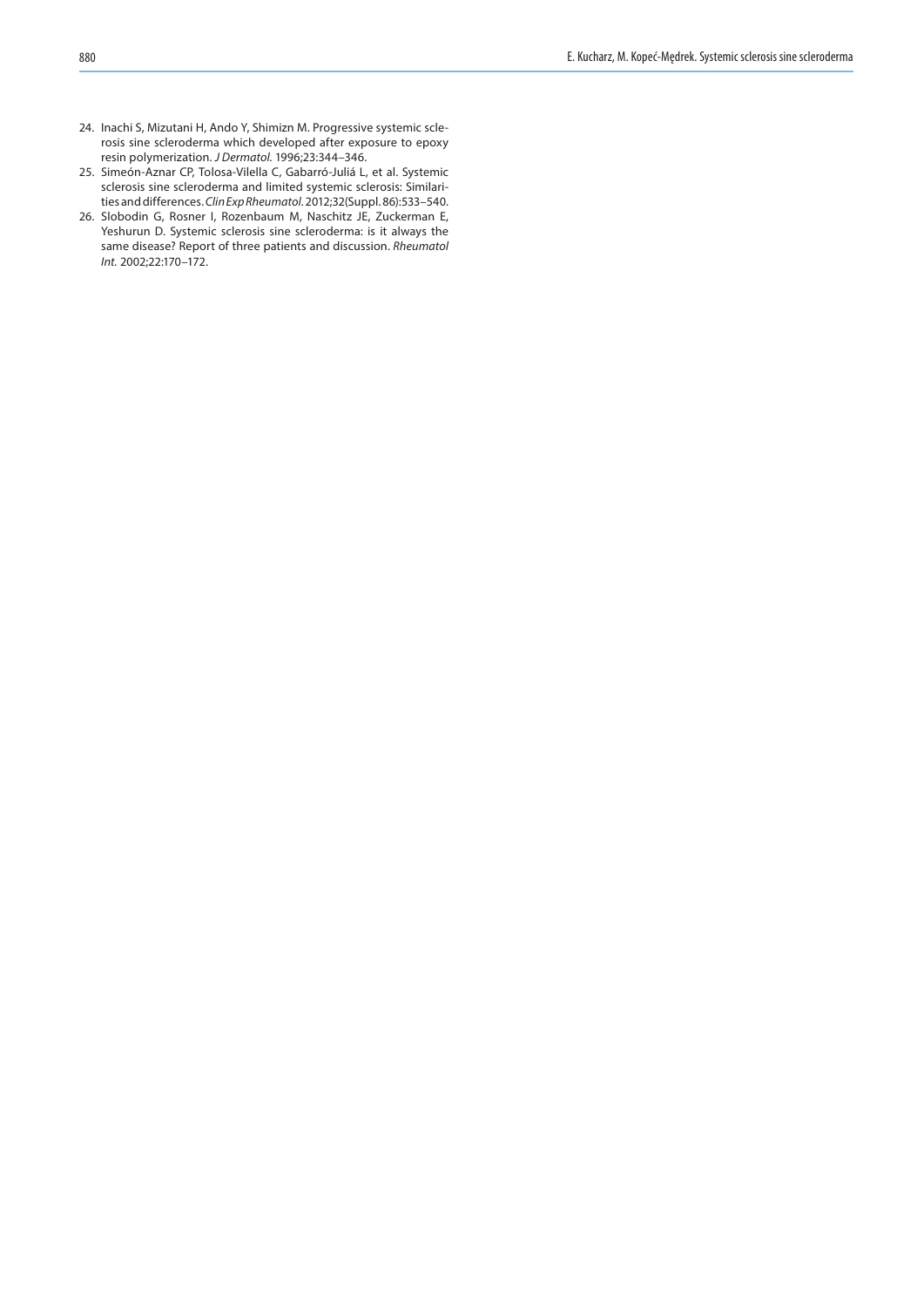24. Inachi S, Mizutani H, Ando Y, Shimizn M. Progressive systemic sclerosis sine scleroderma which developed after exposure to epoxy resin polymerization. *J Dermatol.* 1996;23:344–346.
25. Simeón-Aznar CP, Tolosa-Vilella C, Gabarró-Juliá L, et al. Systemic sclerosis sine scleroderma and limited systemic sclerosis: Similarities and differences. *Clin Exp Rheumatol.* 2012;32(Suppl. 86):533–540.
26. Slobodin G, Rosner I, Rozenbaum M, Naschitz JE, Zuckerman E, Yeshurun D. Systemic sclerosis sine scleroderma: is it always the same disease? Report of three patients and discussion. *Rheumatol Int.* 2002;22:170–172.